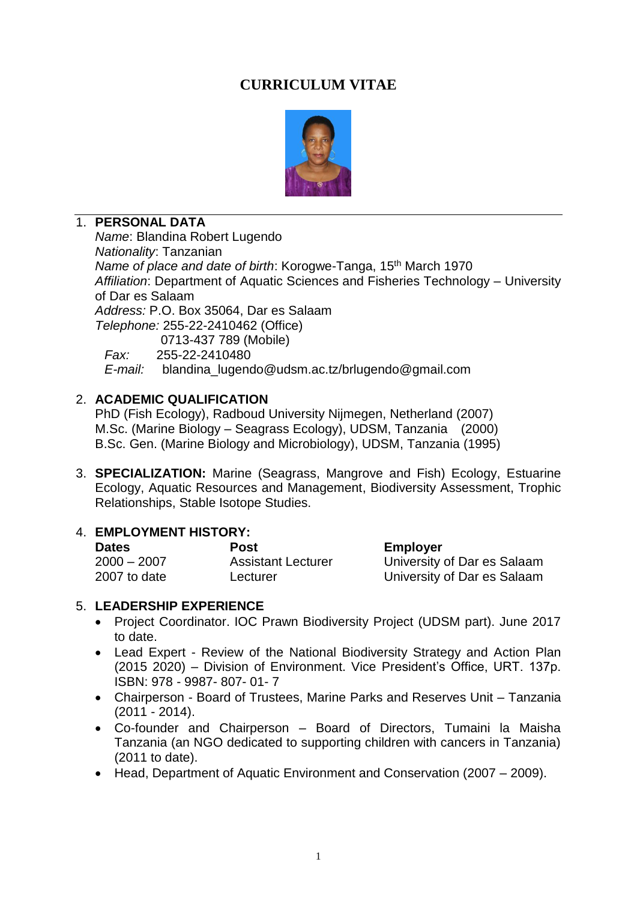# CURRICULUM VITAE

1. **PERSONAL DATA**

   *Name*: Blandina Robert Lugendo
   *Nationality*: Tanzanian
   *Name of place and date of birth*: Korogwe-Tanga, 15th March 1970
   *Affiliation*: Department of Aquatic Sciences and Fisheries Technology – University of Dar es Salaam
   *Address:* P.O. Box 35064, Dar es Salaam
   *Telephone:* 255-22-2410462 (Office)
   0713-437 789 (Mobile)
   *Fax:* 255-22-2410480
   *E-mail:* blandina_lugendo@udsm.ac.tz/brlugendo@gmail.com

2. **ACADEMIC QUALIFICATION**

   PhD (Fish Ecology), Radboud University Nijmegen, Netherland (2007)
   M.Sc. (Marine Biology – Seagrass Ecology), UDSM, Tanzania (2000)
   B.Sc. Gen. (Marine Biology and Microbiology), UDSM, Tanzania (1995)

3. **SPECIALIZATION:** Marine (Seagrass, Mangrove and Fish) Ecology, Estuarine Ecology, Aquatic Resources and Management, Biodiversity Assessment, Trophic Relationships, Stable Isotope Studies.

4. **EMPLOYMENT HISTORY:**

| Dates | Post | Employer |
|---|---|---|
| 2000 – 2007 | Assistant Lecturer | University of Dar es Salaam |
| 2007 to date | Lecturer | University of Dar es Salaam |

5. **LEADERSHIP EXPERIENCE**

   - Project Coordinator. IOC Prawn Biodiversity Project (UDSM part). June 2017 to date.
   - Lead Expert - Review of the National Biodiversity Strategy and Action Plan (2015 2020) – Division of Environment. Vice President's Office, URT. 137p. ISBN: 978 - 9987- 807- 01- 7
   - Chairperson - Board of Trustees, Marine Parks and Reserves Unit – Tanzania (2011 - 2014).
   - Co-founder and Chairperson – Board of Directors, Tumaini la Maisha Tanzania (an NGO dedicated to supporting children with cancers in Tanzania) (2011 to date).
   - Head, Department of Aquatic Environment and Conservation (2007 – 2009).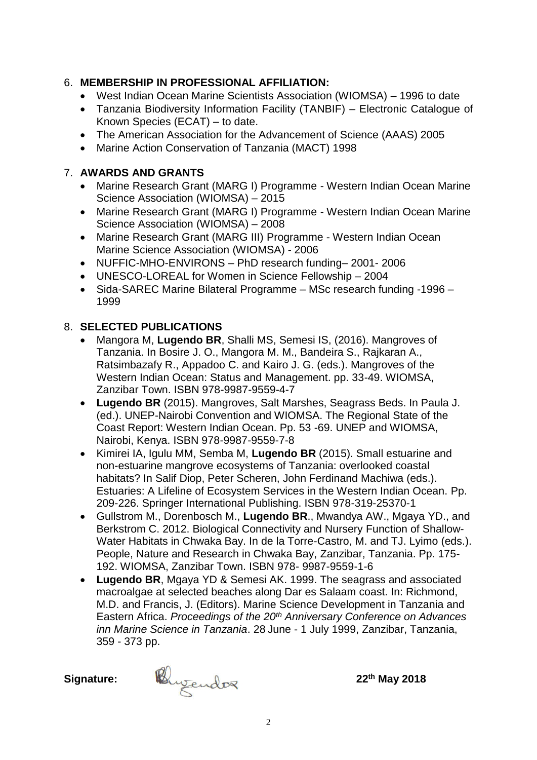6. **MEMBERSHIP IN PROFESSIONAL AFFILIATION:**
   - West Indian Ocean Marine Scientists Association (WIOMSA) – 1996 to date
   - Tanzania Biodiversity Information Facility (TANBIF) – Electronic Catalogue of Known Species (ECAT) – to date.
   - The American Association for the Advancement of Science (AAAS) 2005
   - Marine Action Conservation of Tanzania (MACT) 1998

7. **AWARDS AND GRANTS**
   - Marine Research Grant (MARG I) Programme - Western Indian Ocean Marine Science Association (WIOMSA) – 2015
   - Marine Research Grant (MARG I) Programme - Western Indian Ocean Marine Science Association (WIOMSA) – 2008
   - Marine Research Grant (MARG III) Programme - Western Indian Ocean Marine Science Association (WIOMSA) - 2006
   - NUFFIC-MHO-ENVIRONS – PhD research funding– 2001- 2006
   - UNESCO-LOREAL for Women in Science Fellowship – 2004
   - Sida-SAREC Marine Bilateral Programme – MSc research funding -1996 – 1999

8. **SELECTED PUBLICATIONS**
   - Mangora M, **Lugendo BR**, Shalli MS, Semesi IS, (2016). Mangroves of Tanzania. In Bosire J. O., Mangora M. M., Bandeira S., Rajkaran A., Ratsimbazafy R., Appadoo C. and Kairo J. G. (eds.). Mangroves of the Western Indian Ocean: Status and Management. pp. 33-49. WIOMSA, Zanzibar Town. ISBN 978-9987-9559-4-7
   - **Lugendo BR** (2015). Mangroves, Salt Marshes, Seagrass Beds. In Paula J. (ed.). UNEP-Nairobi Convention and WIOMSA. The Regional State of the Coast Report: Western Indian Ocean. Pp. 53 -69. UNEP and WIOMSA, Nairobi, Kenya. ISBN 978-9987-9559-7-8
   - Kimirei IA, Igulu MM, Semba M, **Lugendo BR** (2015). Small estuarine and non-estuarine mangrove ecosystems of Tanzania: overlooked coastal habitats? In Salif Diop, Peter Scheren, John Ferdinand Machiwa (eds.). Estuaries: A Lifeline of Ecosystem Services in the Western Indian Ocean. Pp. 209-226. Springer International Publishing. ISBN 978-319-25370-1
   - Gullstrom M., Dorenbosch M., **Lugendo BR**., Mwandya AW., Mgaya YD., and Berkstrom C. 2012. Biological Connectivity and Nursery Function of Shallow-Water Habitats in Chwaka Bay. In de la Torre-Castro, M. and TJ. Lyimo (eds.). People, Nature and Research in Chwaka Bay, Zanzibar, Tanzania. Pp. 175-192. WIOMSA, Zanzibar Town. ISBN 978- 9987-9559-1-6
   - **Lugendo BR**, Mgaya YD & Semesi AK. 1999. The seagrass and associated macroalgae at selected beaches along Dar es Salaam coast. In: Richmond, M.D. and Francis, J. (Editors). Marine Science Development in Tanzania and Eastern Africa. *Proceedings of the 20th Anniversary Conference on Advances inn Marine Science in Tanzania*. 28 June - 1 July 1999, Zanzibar, Tanzania, 359 - 373 pp.

**Signature:** **22th May 2018**